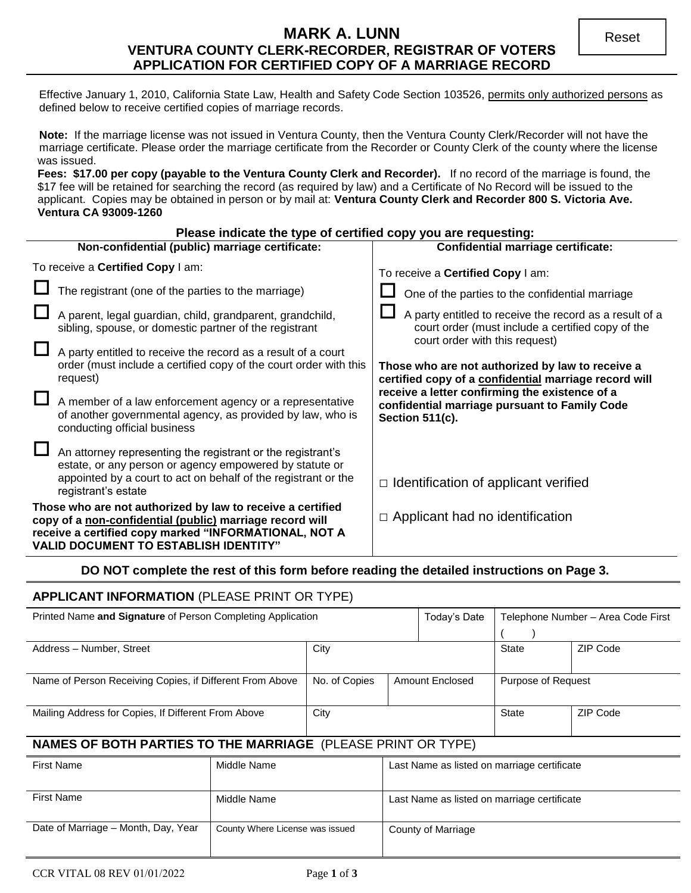# MARK A. LUNN
## VENTURA COUNTY CLERK-RECORDER, REGISTRAR OF VOTERS
## APPLICATION FOR CERTIFIED COPY OF A MARRIAGE RECORD

Reset

Effective January 1, 2010, California State Law, Health and Safety Code Section 103526, permits only authorized persons as defined below to receive certified copies of marriage records.

**Note:** If the marriage license was not issued in Ventura County, then the Ventura County Clerk/Recorder will not have the marriage certificate. Please order the marriage certificate from the Recorder or County Clerk of the county where the license was issued.

**Fees: $17.00 per copy (payable to the Ventura County Clerk and Recorder).** If no record of the marriage is found, the $17 fee will be retained for searching the record (as required by law) and a Certificate of No Record will be issued to the applicant. Copies may be obtained in person or by mail at: **Ventura County Clerk and Recorder 800 S. Victoria Ave. Ventura CA 93009-1260**

**Please indicate the type of certified copy you are requesting:**

**Non-confidential (public) marriage certificate:**

To receive a **Certified Copy** I am:

- ☐ The registrant (one of the parties to the marriage)
- ☐ A parent, legal guardian, child, grandparent, grandchild, sibling, spouse, or domestic partner of the registrant
- ☐ A party entitled to receive the record as a result of a court order (must include a certified copy of the court order with this request)
- ☐ A member of a law enforcement agency or a representative of another governmental agency, as provided by law, who is conducting official business
- ☐ An attorney representing the registrant or the registrant's estate, or any person or agency empowered by statute or appointed by a court to act on behalf of the registrant or the registrant's estate

**Those who are not authorized by law to receive a certified copy of a non-confidential (public) marriage record will receive a certified copy marked "INFORMATIONAL, NOT A VALID DOCUMENT TO ESTABLISH IDENTITY"**

**Confidential marriage certificate:**

To receive a **Certified Copy** I am:

- ☐ One of the parties to the confidential marriage
- ☐ A party entitled to receive the record as a result of a court order (must include a certified copy of the court order with this request)

**Those who are not authorized by law to receive a certified copy of a confidential marriage record will receive a letter confirming the existence of a confidential marriage pursuant to Family Code Section 511(c).**

☐ Identification of applicant verified

☐ Applicant had no identification

**DO NOT complete the rest of this form before reading the detailed instructions on Page 3.**

## APPLICANT INFORMATION (PLEASE PRINT OR TYPE)

| Printed Name **and Signature** of Person Completing Application | | | Today's Date | Telephone Number – Area Code First ( ) | |
|---|---|---|---|---|---|
| Address – Number, Street | City | | | State | ZIP Code |
| Name of Person Receiving Copies, if Different From Above | No. of Copies | Amount Enclosed | | Purpose of Request | |
| Mailing Address for Copies, If Different From Above | City | | | State | ZIP Code |

## NAMES OF BOTH PARTIES TO THE MARRIAGE (PLEASE PRINT OR TYPE)

| First Name | Middle Name | Last Name as listed on marriage certificate |
|---|---|---|
| First Name | Middle Name | Last Name as listed on marriage certificate |
| Date of Marriage – Month, Day, Year | County Where License was issued | County of Marriage |

CCR VITAL 08 REV 01/01/2022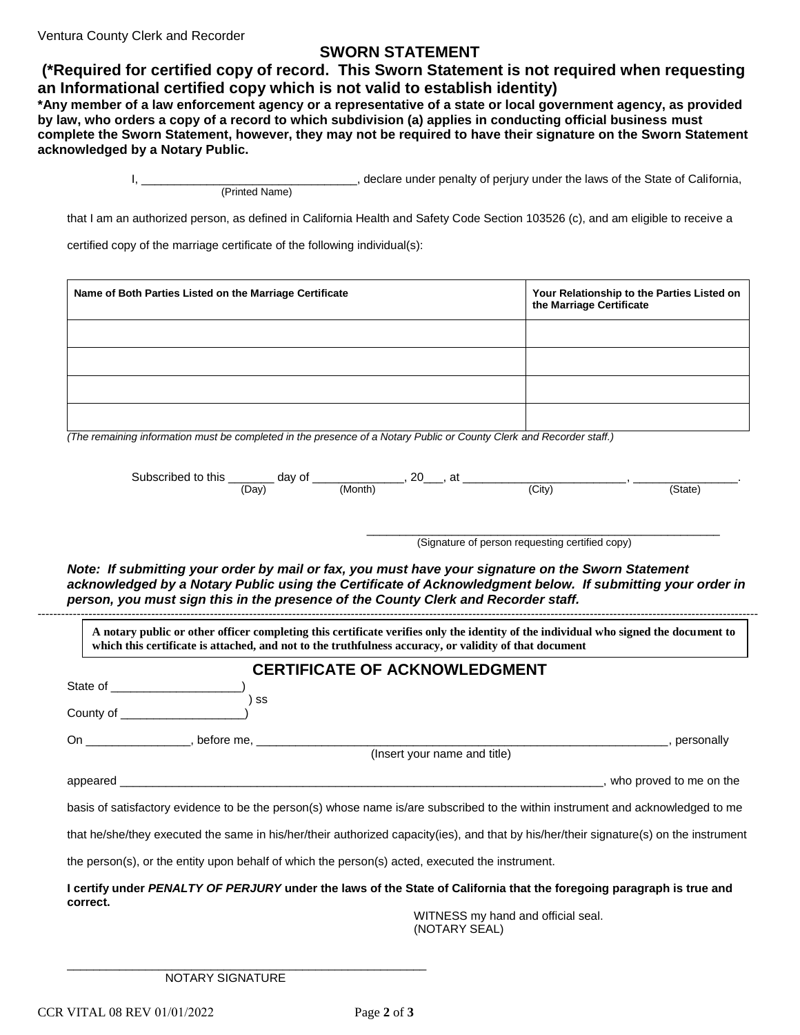Ventura County Clerk and Recorder

## SWORN STATEMENT

**(*Required for certified copy of record. This Sworn Statement is not required when requesting an Informational certified copy which is not valid to establish identity)**

***Any member of a law enforcement agency or a representative of a state or local government agency, as provided by law, who orders a copy of a record to which subdivision (a) applies in conducting official business must complete the Sworn Statement, however, they may not be required to have their signature on the Sworn Statement acknowledged by a Notary Public.**

I, ________________________________ (Printed Name), declare under penalty of perjury under the laws of the State of California,

that I am an authorized person, as defined in California Health and Safety Code Section 103526 (c), and am eligible to receive a certified copy of the marriage certificate of the following individual(s):

| Name of Both Parties Listed on the Marriage Certificate | Your Relationship to the Parties Listed on the Marriage Certificate |
|---|---|
| | |
| | |
| | |
| | |

*(The remaining information must be completed in the presence of a Notary Public or County Clerk and Recorder staff.)*

Subscribed to this _______ (Day) day of _____________ (Month), 20___, at ________________________ (City), _______________ (State).

_____________________________________________________
(Signature of person requesting certified copy)

***Note: If submitting your order by mail or fax, you must have your signature on the Sworn Statement acknowledged by a Notary Public using the Certificate of Acknowledgment below. If submitting your order in person, you must sign this in the presence of the County Clerk and Recorder staff.***

---

**A notary public or other officer completing this certificate verifies only the identity of the individual who signed the document to which this certificate is attached, and not to the truthfulness accuracy, or validity of that document**

## CERTIFICATE OF ACKNOWLEDGMENT

State of ___________________)
) ss
County of __________________)

On _______________, before me, _____________________________________________________________ (Insert your name and title), personally

appeared ___________________________________________________________________________, who proved to me on the basis of satisfactory evidence to be the person(s) whose name is/are subscribed to the within instrument and acknowledged to me that he/she/they executed the same in his/her/their authorized capacity(ies), and that by his/her/their signature(s) on the instrument the person(s), or the entity upon behalf of which the person(s) acted, executed the instrument.

**I certify under *PENALTY OF PERJURY* under the laws of the State of California that the foregoing paragraph is true and correct.**

WITNESS my hand and official seal.
(NOTARY SEAL)

_____________________________________________________
NOTARY SIGNATURE

CCR VITAL 08 REV 01/01/2022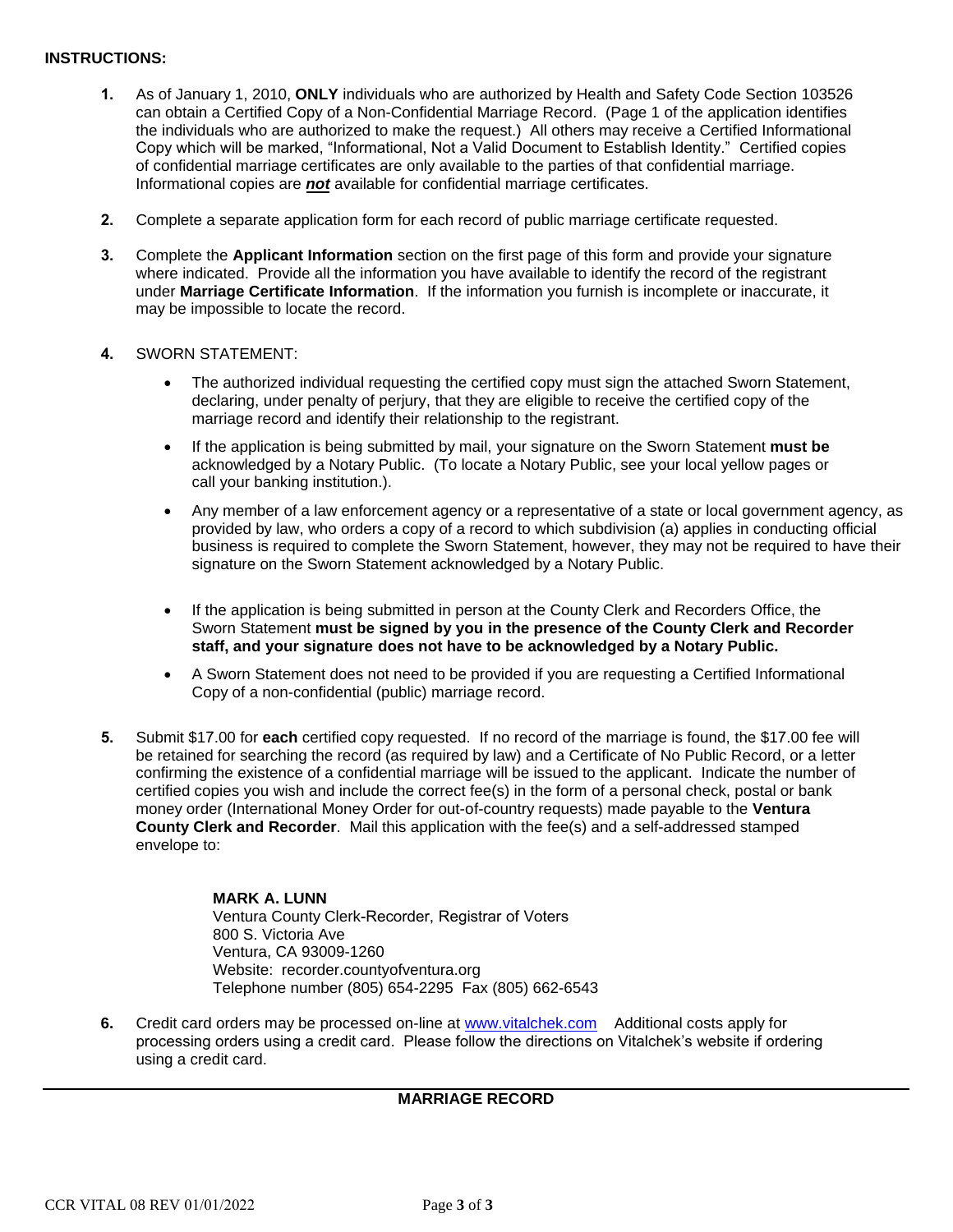**INSTRUCTIONS:**

1. As of January 1, 2010, **ONLY** individuals who are authorized by Health and Safety Code Section 103526 can obtain a Certified Copy of a Non-Confidential Marriage Record. (Page 1 of the application identifies the individuals who are authorized to make the request.) All others may receive a Certified Informational Copy which will be marked, "Informational, Not a Valid Document to Establish Identity." Certified copies of confidential marriage certificates are only available to the parties of that confidential marriage. Informational copies are ***not*** available for confidential marriage certificates.

2. Complete a separate application form for each record of public marriage certificate requested.

3. Complete the **Applicant Information** section on the first page of this form and provide your signature where indicated. Provide all the information you have available to identify the record of the registrant under **Marriage Certificate Information**. If the information you furnish is incomplete or inaccurate, it may be impossible to locate the record.

4. SWORN STATEMENT:
   - The authorized individual requesting the certified copy must sign the attached Sworn Statement, declaring, under penalty of perjury, that they are eligible to receive the certified copy of the marriage record and identify their relationship to the registrant.
   - If the application is being submitted by mail, your signature on the Sworn Statement **must be** acknowledged by a Notary Public. (To locate a Notary Public, see your local yellow pages or call your banking institution.).
   - Any member of a law enforcement agency or a representative of a state or local government agency, as provided by law, who orders a copy of a record to which subdivision (a) applies in conducting official business is required to complete the Sworn Statement, however, they may not be required to have their signature on the Sworn Statement acknowledged by a Notary Public.
   - If the application is being submitted in person at the County Clerk and Recorders Office, the Sworn Statement **must be signed by you in the presence of the County Clerk and Recorder staff, and your signature does not have to be acknowledged by a Notary Public.**
   - A Sworn Statement does not need to be provided if you are requesting a Certified Informational Copy of a non-confidential (public) marriage record.

5. Submit $17.00 for **each** certified copy requested. If no record of the marriage is found, the $17.00 fee will be retained for searching the record (as required by law) and a Certificate of No Public Record, or a letter confirming the existence of a confidential marriage will be issued to the applicant. Indicate the number of certified copies you wish and include the correct fee(s) in the form of a personal check, postal or bank money order (International Money Order for out-of-country requests) made payable to the **Ventura County Clerk and Recorder**. Mail this application with the fee(s) and a self-addressed stamped envelope to:

   **MARK A. LUNN**
   Ventura County Clerk-Recorder, Registrar of Voters
   800 S. Victoria Ave
   Ventura, CA 93009-1260
   Website: recorder.countyofventura.org
   Telephone number (805) 654-2295 Fax (805) 662-6543

6. Credit card orders may be processed on-line at www.vitalchek.com Additional costs apply for processing orders using a credit card. Please follow the directions on Vitalchek's website if ordering using a credit card.

---

**MARRIAGE RECORD**

CCR VITAL 08 REV 01/01/2022